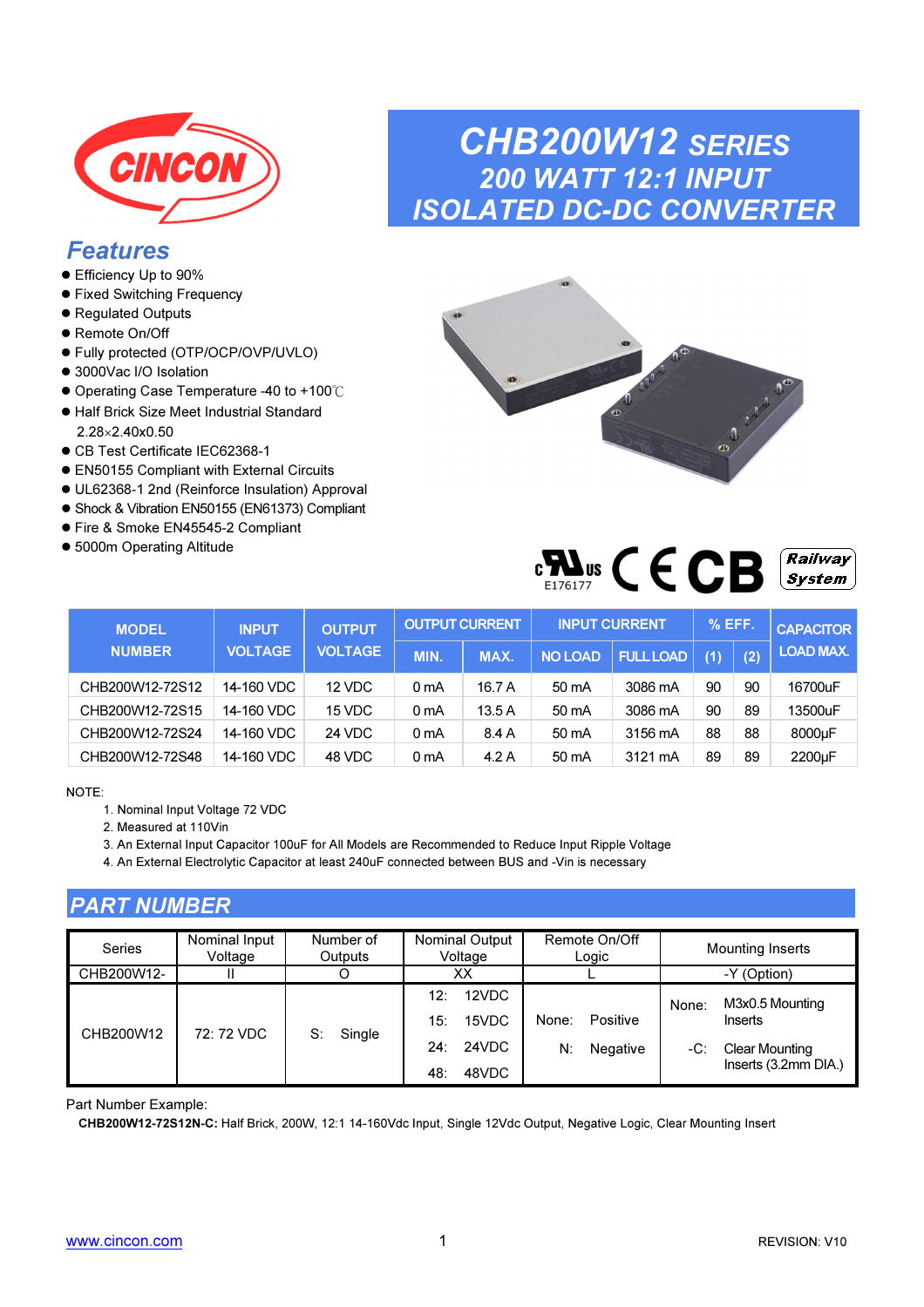# CHB200W12 SERIES
## 200 WATT 12:1 INPUT ISOLATED DC-DC CONVERTER

## Features

- Efficiency Up to 90%
- Fixed Switching Frequency
- Regulated Outputs
- Remote On/Off
- Fully protected (OTP/OCP/OVP/UVLO)
- 3000Vac I/O Isolation
- Operating Case Temperature -40 to +100℃
- Half Brick Size Meet Industrial Standard 2.28×2.40x0.50
- CB Test Certificate IEC62368-1
- EN50155 Compliant with External Circuits
- UL62368-1 2nd (Reinforce Insulation) Approval
- Shock & Vibration EN50155 (EN61373) Compliant
- Fire & Smoke EN45545-2 Compliant
- 5000m Operating Altitude

E176177

| MODEL NUMBER | INPUT VOLTAGE | OUTPUT VOLTAGE | OUTPUT CURRENT | | INPUT CURRENT | | % EFF. | | CAPACITOR LOAD MAX. |
|---|---|---|---|---|---|---|---|---|---|
| | | | MIN. | MAX. | NO LOAD | FULL LOAD | (1) | (2) | |
| CHB200W12-72S12 | 14-160 VDC | 12 VDC | 0 mA | 16.7 A | 50 mA | 3086 mA | 90 | 90 | 16700uF |
| CHB200W12-72S15 | 14-160 VDC | 15 VDC | 0 mA | 13.5 A | 50 mA | 3086 mA | 90 | 89 | 13500uF |
| CHB200W12-72S24 | 14-160 VDC | 24 VDC | 0 mA | 8.4 A | 50 mA | 3156 mA | 88 | 88 | 8000μF |
| CHB200W12-72S48 | 14-160 VDC | 48 VDC | 0 mA | 4.2 A | 50 mA | 3121 mA | 89 | 89 | 2200μF |

NOTE:

1. Nominal Input Voltage 72 VDC
2. Measured at 110Vin
3. An External Input Capacitor 100uF for All Models are Recommended to Reduce Input Ripple Voltage
4. An External Electrolytic Capacitor at least 240uF connected between BUS and -Vin is necessary

## PART NUMBER

| Series | Nominal Input Voltage | Number of Outputs | Nominal Output Voltage | Remote On/Off Logic | Mounting Inserts |
|---|---|---|---|---|---|
| CHB200W12- | II | O | XX | L | -Y (Option) |
| CHB200W12 | 72: 72 VDC | S: Single | 12: 12VDC<br>15: 15VDC<br>24: 24VDC<br>48: 48VDC | None: Positive<br>N: Negative | None: M3x0.5 Mounting Inserts<br>-C: Clear Mounting Inserts (3.2mm DIA.) |

Part Number Example:

**CHB200W12-72S12N-C:** Half Brick, 200W, 12:1 14-160Vdc Input, Single 12Vdc Output, Negative Logic, Clear Mounting Insert

www.cincon.com

REVISION: V10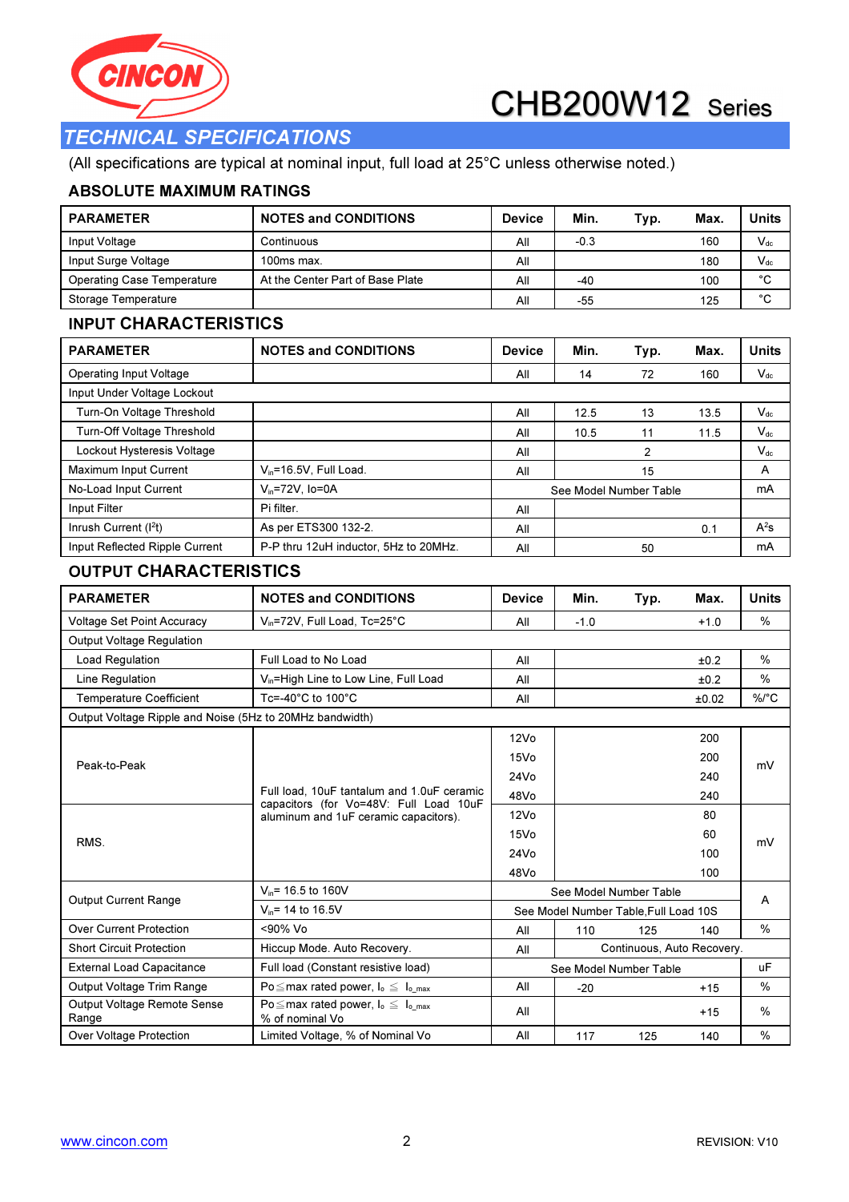# CHB200W12 Series

## TECHNICAL SPECIFICATIONS

(All specifications are typical at nominal input, full load at 25°C unless otherwise noted.)

### ABSOLUTE MAXIMUM RATINGS

| PARAMETER | NOTES and CONDITIONS | Device | Min. | Typ. | Max. | Units |
|---|---|---|---|---|---|---|
| Input Voltage | Continuous | All | -0.3 | | 160 | $V_{dc}$ |
| Input Surge Voltage | 100ms max. | All | | | 180 | $V_{dc}$ |
| Operating Case Temperature | At the Center Part of Base Plate | All | -40 | | 100 | °C |
| Storage Temperature | | All | -55 | | 125 | °C |

### INPUT CHARACTERISTICS

| PARAMETER | NOTES and CONDITIONS | Device | Min. | Typ. | Max. | Units |
|---|---|---|---|---|---|---|
| Operating Input Voltage | | All | 14 | 72 | 160 | $V_{dc}$ |
| Input Under Voltage Lockout | | | | | | |
| Turn-On Voltage Threshold | | All | 12.5 | 13 | 13.5 | $V_{dc}$ |
| Turn-Off Voltage Threshold | | All | 10.5 | 11 | 11.5 | $V_{dc}$ |
| Lockout Hysteresis Voltage | | All | | 2 | | $V_{dc}$ |
| Maximum Input Current | $V_{in}$=16.5V, Full Load. | All | | 15 | | A |
| No-Load Input Current | $V_{in}$=72V, Io=0A | | | See Model Number Table | | mA |
| Input Filter | Pi filter. | All | | | | |
| Inrush Current ($I^2t$) | As per ETS300 132-2. | All | | | 0.1 | $A^2s$ |
| Input Reflected Ripple Current | P-P thru 12uH inductor, 5Hz to 20MHz. | All | | 50 | | mA |

### OUTPUT CHARACTERISTICS

| PARAMETER | NOTES and CONDITIONS | Device | Min. | Typ. | Max. | Units |
|---|---|---|---|---|---|---|
| Voltage Set Point Accuracy | $V_{in}$=72V, Full Load, Tc=25°C | All | -1.0 | | +1.0 | % |
| Output Voltage Regulation | | | | | | |
| Load Regulation | Full Load to No Load | All | | | ±0.2 | % |
| Line Regulation | $V_{in}$=High Line to Low Line, Full Load | All | | | ±0.2 | % |
| Temperature Coefficient | Tc=-40°C to 100°C | All | | | ±0.02 | %/°C |
| Output Voltage Ripple and Noise (5Hz to 20MHz bandwidth) | | | | | | |
| Peak-to-Peak | Full load, 10uF tantalum and 1.0uF ceramic capacitors (for Vo=48V: Full Load 10uF aluminum and 1uF ceramic capacitors). | 12Vo | | | 200 | mV |
| | | 15Vo | | | 200 | mV |
| | | 24Vo | | | 240 | mV |
| | | 48Vo | | | 240 | mV |
| RMS. | | 12Vo | | | 80 | mV |
| | | 15Vo | | | 60 | mV |
| | | 24Vo | | | 100 | mV |
| | | 48Vo | | | 100 | mV |
| Output Current Range | $V_{in}$= 16.5 to 160V | | | See Model Number Table | | A |
| | $V_{in}$= 14 to 16.5V | | | See Model Number Table,Full Load 10S | | A |
| Over Current Protection | <90% Vo | All | 110 | 125 | 140 | % |
| Short Circuit Protection | Hiccup Mode. Auto Recovery. | All | | Continuous, Auto Recovery. | | |
| External Load Capacitance | Full load (Constant resistive load) | | | See Model Number Table | | uF |
| Output Voltage Trim Range | Po≦max rated power, $I_o \leq I_{o\_max}$ | All | -20 | | +15 | % |
| Output Voltage Remote Sense Range | Po≦max rated power, $I_o \leq I_{o\_max}$ % of nominal Vo | All | | | +15 | % |
| Over Voltage Protection | Limited Voltage, % of Nominal Vo | All | 117 | 125 | 140 | % |

www.cincon.com

REVISION: V10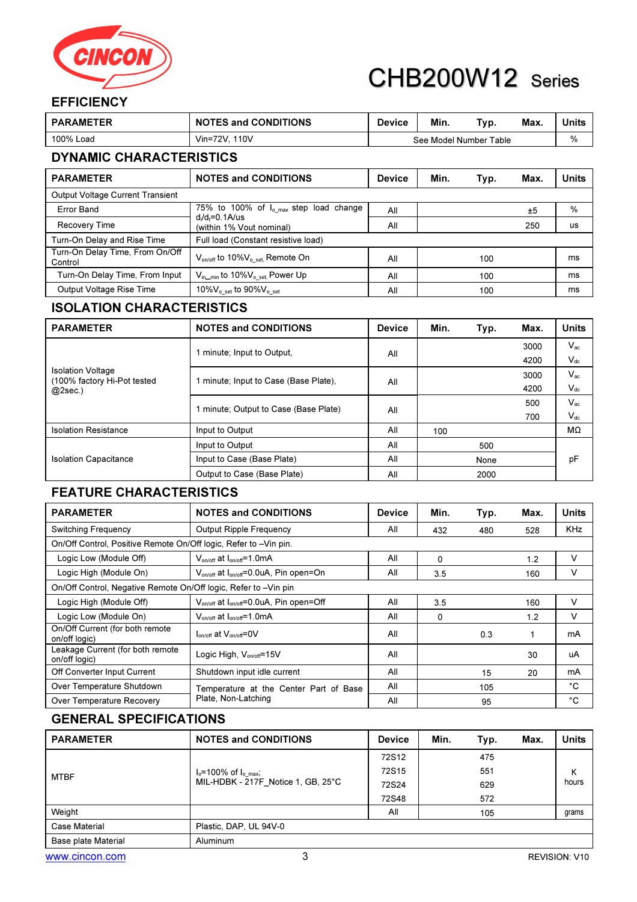## EFFICIENCY

| PARAMETER | NOTES and CONDITIONS | Device | Min. | Typ. | Max. | Units |
|---|---|---|---|---|---|---|
| 100% Load | Vin=72V, 110V | See Model Number Table | | | | % |

## DYNAMIC CHARACTERISTICS

| PARAMETER | NOTES and CONDITIONS | Device | Min. | Typ. | Max. | Units |
|---|---|---|---|---|---|---|
| Output Voltage Current Transient | | | | | | |
| Error Band | 75% to 100% of $I_{o\_max}$ step load change $d_i/d_t$=0.1A/us (within 1% Vout nominal) | All | | | ±5 | % |
| Recovery Time | | All | | | 250 | us |
| Turn-On Delay and Rise Time | Full load (Constant resistive load) | | | | | |
| Turn-On Delay Time, From On/Off Control | $V_{on/off}$ to 10%$V_{o\_set}$, Remote On | All | | 100 | | ms |
| Turn-On Delay Time, From Input | $V_{in\_min}$ to 10%$V_{o\_set}$, Power Up | All | | 100 | | ms |
| Output Voltage Rise Time | 10%$V_{o\_set}$ to 90%$V_{o\_set}$ | All | | 100 | | ms |

## ISOLATION CHARACTERISTICS

| PARAMETER | NOTES and CONDITIONS | Device | Min. | Typ. | Max. | Units |
|---|---|---|---|---|---|---|
| Isolation Voltage (100% factory Hi-Pot tested @2sec.) | 1 minute; Input to Output, | All | | | 3000 | $V_{ac}$ |
| | | | | | 4200 | $V_{dc}$ |
| | 1 minute; Input to Case (Base Plate), | All | | | 3000 | $V_{ac}$ |
| | | | | | 4200 | $V_{dc}$ |
| | 1 minute; Output to Case (Base Plate) | All | | | 500 | $V_{ac}$ |
| | | | | | 700 | $V_{dc}$ |
| Isolation Resistance | Input to Output | All | 100 | | | MΩ |
| Isolation Capacitance | Input to Output | All | | 500 | | pF |
| | Input to Case (Base Plate) | All | | None | | pF |
| | Output to Case (Base Plate) | All | | 2000 | | pF |

## FEATURE CHARACTERISTICS

| PARAMETER | NOTES and CONDITIONS | Device | Min. | Typ. | Max. | Units |
|---|---|---|---|---|---|---|
| Switching Frequency | Output Ripple Frequency | All | 432 | 480 | 528 | KHz |
| On/Off Control, Positive Remote On/Off logic, Refer to –Vin pin. | | | | | | |
| Logic Low (Module Off) | $V_{on/off}$ at $I_{on/off}$=1.0mA | All | 0 | | 1.2 | V |
| Logic High (Module On) | $V_{on/off}$ at $I_{on/off}$=0.0uA, Pin open=On | All | 3.5 | | 160 | V |
| On/Off Control, Negative Remote On/Off logic, Refer to –Vin pin | | | | | | |
| Logic High (Module Off) | $V_{on/off}$ at $I_{on/off}$=0.0uA, Pin open=Off | All | 3.5 | | 160 | V |
| Logic Low (Module On) | $V_{on/off}$ at $I_{on/off}$=1.0mA | All | 0 | | 1.2 | V |
| On/Off Current (for both remote on/off logic) | $I_{on/off}$ at $V_{on/off}$=0V | All | | 0.3 | 1 | mA |
| Leakage Current (for both remote on/off logic) | Logic High, $V_{on/off}$=15V | All | | | 30 | uA |
| Off Converter Input Current | Shutdown input idle current | All | | 15 | 20 | mA |
| Over Temperature Shutdown | Temperature at the Center Part of Base Plate, Non-Latching | All | | 105 | | °C |
| Over Temperature Recovery | | All | | 95 | | °C |

## GENERAL SPECIFICATIONS

| PARAMETER | NOTES and CONDITIONS | Device | Min. | Typ. | Max. | Units |
|---|---|---|---|---|---|---|
| MTBF | $I_o$=100% of $I_{o\_max}$; MIL-HDBK - 217F_Notice 1, GB, 25°C | 72S12 | | 475 | | K hours |
| | | 72S15 | | 551 | | K hours |
| | | 72S24 | | 629 | | K hours |
| | | 72S48 | | 572 | | K hours |
| Weight | | All | | 105 | | grams |
| Case Material | Plastic, DAP, UL 94V-0 | | | | | |
| Base plate Material | Aluminum | | | | | |

www.cincon.com REVISION: V10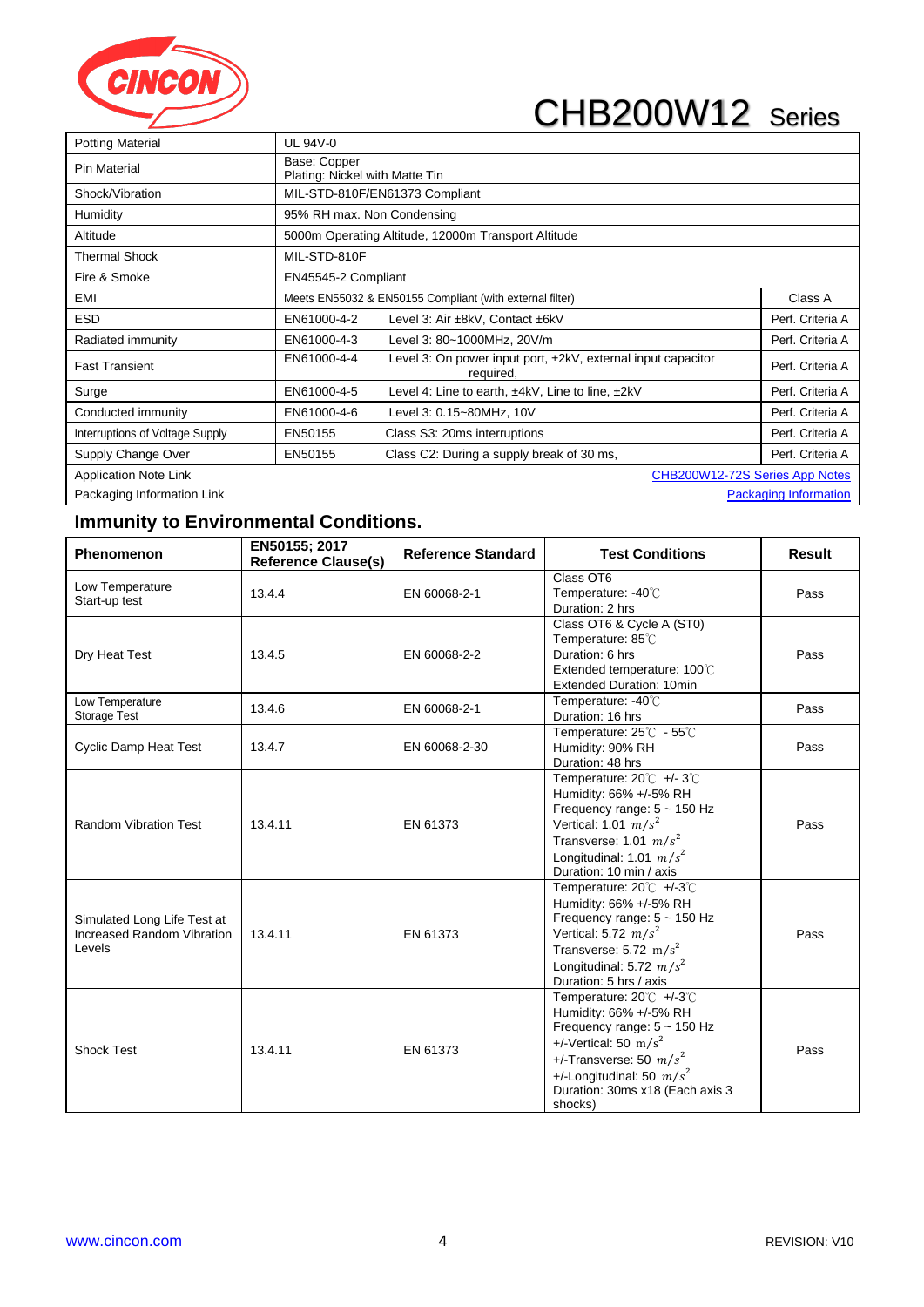# CHB200W12 Series

| | | | |
|---|---|---|---|
| Potting Material | UL 94V-0 | | |
| Pin Material | Base: Copper<br>Plating: Nickel with Matte Tin | | |
| Shock/Vibration | MIL-STD-810F/EN61373 Compliant | | |
| Humidity | 95% RH max. Non Condensing | | |
| Altitude | 5000m Operating Altitude, 12000m Transport Altitude | | |
| Thermal Shock | MIL-STD-810F | | |
| Fire & Smoke | EN45545-2 Compliant | | |
| EMI | Meets EN55032 & EN50155 Compliant (with external filter) | | Class A |
| ESD | EN61000-4-2 | Level 3: Air ±8kV, Contact ±6kV | Perf. Criteria A |
| Radiated immunity | EN61000-4-3 | Level 3: 80~1000MHz, 20V/m | Perf. Criteria A |
| Fast Transient | EN61000-4-4 | Level 3: On power input port, ±2kV, external input capacitor required, | Perf. Criteria A |
| Surge | EN61000-4-5 | Level 4: Line to earth, ±4kV, Line to line, ±2kV | Perf. Criteria A |
| Conducted immunity | EN61000-4-6 | Level 3: 0.15~80MHz, 10V | Perf. Criteria A |
| Interruptions of Voltage Supply | EN50155 | Class S3: 20ms interruptions | Perf. Criteria A |
| Supply Change Over | EN50155 | Class C2: During a supply break of 30 ms, | Perf. Criteria A |
| Application Note Link | | | CHB200W12-72S Series App Notes |
| Packaging Information Link | | | Packaging Information |

## Immunity to Environmental Conditions.

| Phenomenon | EN50155; 2017 Reference Clause(s) | Reference Standard | Test Conditions | Result |
|---|---|---|---|---|
| Low Temperature Start-up test | 13.4.4 | EN 60068-2-1 | Class OT6<br>Temperature: -40℃<br>Duration: 2 hrs | Pass |
| Dry Heat Test | 13.4.5 | EN 60068-2-2 | Class OT6 & Cycle A (ST0)<br>Temperature: 85℃<br>Duration: 6 hrs<br>Extended temperature: 100℃<br>Extended Duration: 10min | Pass |
| Low Temperature Storage Test | 13.4.6 | EN 60068-2-1 | Temperature: -40℃<br>Duration: 16 hrs | Pass |
| Cyclic Damp Heat Test | 13.4.7 | EN 60068-2-30 | Temperature: 25℃ - 55℃<br>Humidity: 90% RH<br>Duration: 48 hrs | Pass |
| Random Vibration Test | 13.4.11 | EN 61373 | Temperature: 20℃ +/- 3℃<br>Humidity: 66% +/-5% RH<br>Frequency range: 5 ~ 150 Hz<br>Vertical: 1.01 $m/s^2$<br>Transverse: 1.01 $m/s^2$<br>Longitudinal: 1.01 $m/s^2$<br>Duration: 10 min / axis | Pass |
| Simulated Long Life Test at Increased Random Vibration Levels | 13.4.11 | EN 61373 | Temperature: 20℃ +/-3℃<br>Humidity: 66% +/-5% RH<br>Frequency range: 5 ~ 150 Hz<br>Vertical: 5.72 $m/s^2$<br>Transverse: 5.72 $m/s^2$<br>Longitudinal: 5.72 $m/s^2$<br>Duration: 5 hrs / axis | Pass |
| Shock Test | 13.4.11 | EN 61373 | Temperature: 20℃ +/-3℃<br>Humidity: 66% +/-5% RH<br>Frequency range: 5 ~ 150 Hz<br>+/-Vertical: 50 $m/s^2$<br>+/-Transverse: 50 $m/s^2$<br>+/-Longitudinal: 50 $m/s^2$<br>Duration: 30ms x18 (Each axis 3 shocks) | Pass |

www.cincon.com REVISION: V10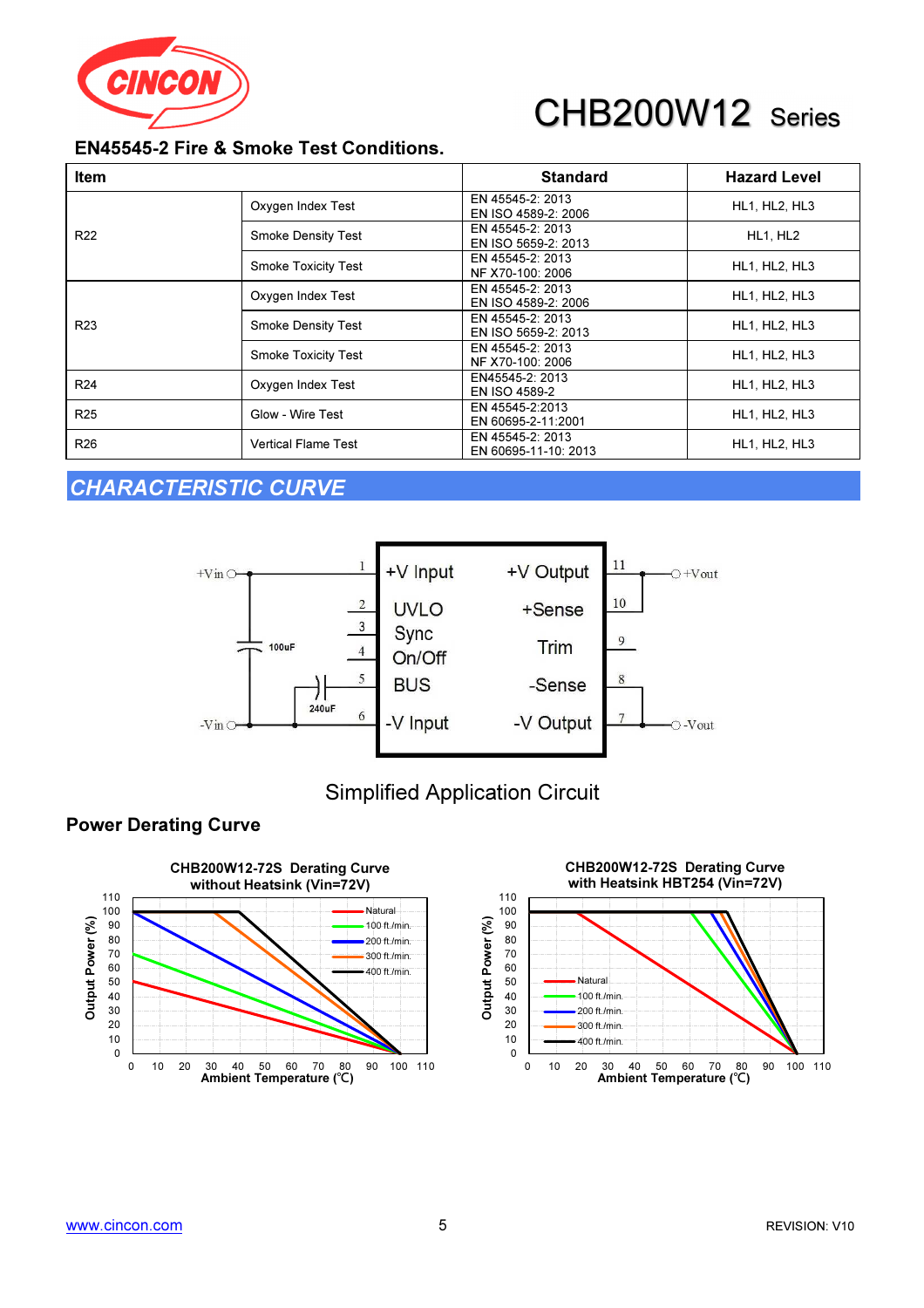## EN45545-2 Fire & Smoke Test Conditions.

| Item | | Standard | Hazard Level |
|---|---|---|---|
| R22 | Oxygen Index Test | EN 45545-2: 2013<br>EN ISO 4589-2: 2006 | HL1, HL2, HL3 |
| | Smoke Density Test | EN 45545-2: 2013<br>EN ISO 5659-2: 2013 | HL1, HL2 |
| | Smoke Toxicity Test | EN 45545-2: 2013<br>NF X70-100: 2006 | HL1, HL2, HL3 |
| R23 | Oxygen Index Test | EN 45545-2: 2013<br>EN ISO 4589-2: 2006 | HL1, HL2, HL3 |
| | Smoke Density Test | EN 45545-2: 2013<br>EN ISO 5659-2: 2013 | HL1, HL2, HL3 |
| | Smoke Toxicity Test | EN 45545-2: 2013<br>NF X70-100: 2006 | HL1, HL2, HL3 |
| R24 | Oxygen Index Test | EN45545-2: 2013<br>EN ISO 4589-2 | HL1, HL2, HL3 |
| R25 | Glow - Wire Test | EN 45545-2:2013<br>EN 60695-2-11:2001 | HL1, HL2, HL3 |
| R26 | Vertical Flame Test | EN 45545-2: 2013<br>EN 60695-11-10: 2013 | HL1, HL2, HL3 |

## CHARACTERISTIC CURVE

Simplified Application Circuit

### Power Derating Curve

CHB200W12-72S Derating Curve without Heatsink (Vin=72V)

CHB200W12-72S Derating Curve with Heatsink HBT254 (Vin=72V)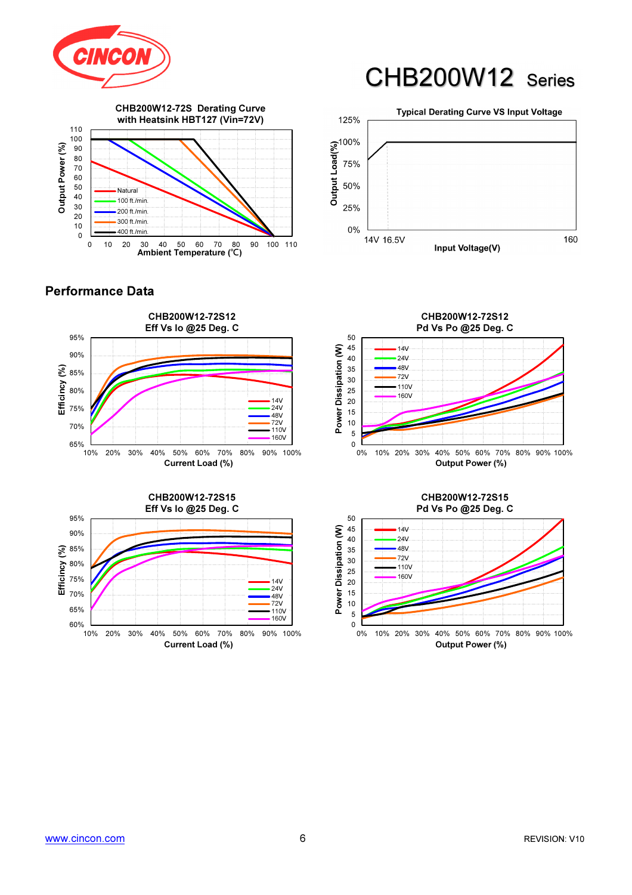# CHB200W12 Series

CHB200W12-72S Derating Curve with Heatsink HBT127 (Vin=72V)

Output Power (%)

Ambient Temperature (℃)

Natural
100 ft./min.
200 ft./min.
300 ft./min.
400 ft./min.

Typical Derating Curve VS Input Voltage

Output Load(%)

Input Voltage(V)

14V 16.5V 160

## Performance Data

CHB200W12-72S12
Eff Vs Io @25 Deg. C

Efficincy (%)

Current Load (%)

14V
24V
48V
72V
110V
160V

CHB200W12-72S12
Pd Vs Po @25 Deg. C

Power Dissipation (W)

Output Power (%)

14V
24V
48V
72V
110V
160V

CHB200W12-72S15
Eff Vs Io @25 Deg. C

Efficincy (%)

Current Load (%)

14V
24V
48V
72V
110V
160V

CHB200W12-72S15
Pd Vs Po @25 Deg. C

Power Dissipation (W)

Output Power (%)

14V
24V
48V
72V
110V
160V

www.cincon.com

REVISION: V10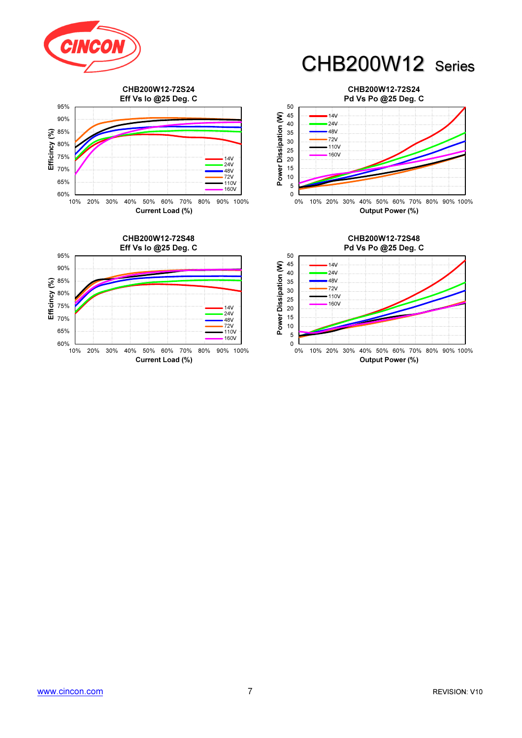# CHB200W12 Series

**CHB200W12-72S24**
**Eff Vs Io @25 Deg. C**

Efficincy (%): 60%–95%
Current Load (%): 10%–100%
Legend: 14V, 24V, 48V, 72V, 110V, 160V

**CHB200W12-72S24**
**Pd Vs Po @25 Deg. C**

Power Dissipation (W): 0–50
Output Power (%): 0%–100%
Legend: 14V, 24V, 48V, 72V, 110V, 160V

**CHB200W12-72S48**
**Eff Vs Io @25 Deg. C**

Efficincy (%): 60%–95%
Current Load (%): 10%–100%
Legend: 14V, 24V, 48V, 72V, 110V, 160V

**CHB200W12-72S48**
**Pd Vs Po @25 Deg. C**

Power Dissipation (W): 0–50
Output Power (%): 0%–100%
Legend: 14V, 24V, 48V, 72V, 110V, 160V

www.cincon.com

REVISION: V10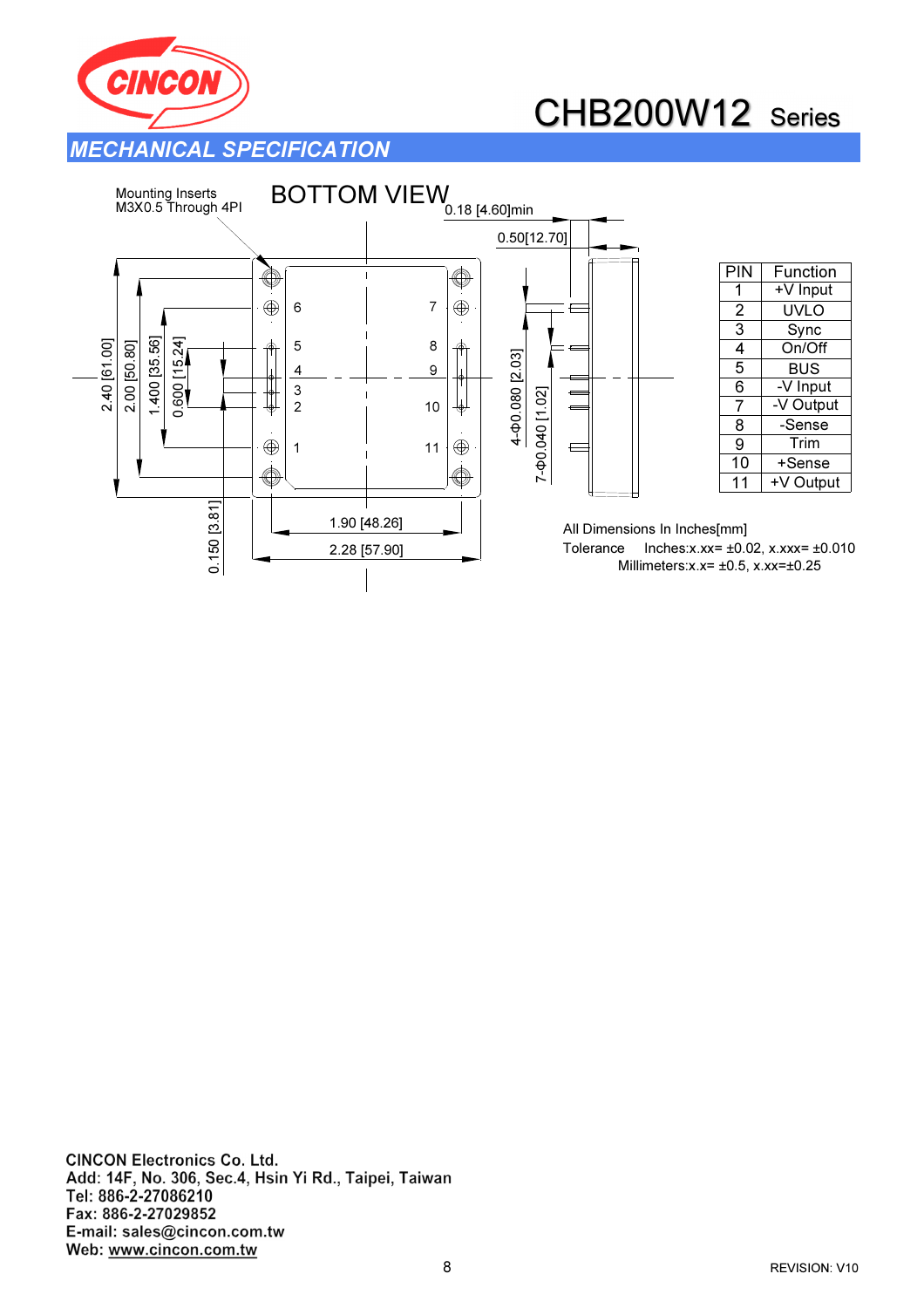# CHB200W12 Series

## MECHANICAL SPECIFICATION

BOTTOM VIEW

Mounting Inserts
M3X0.5 Through 4PI

0.18 [4.60]min

0.50[12.70]

2.40 [61.00]

2.00 [50.80]

1.400 [35.56]

0.600 [15.24]

0.150 [3.81]

1.90 [48.26]

2.28 [57.90]

4-Φ0.080 [2.03]

7-Φ0.040 [1.02]

| PIN | Function |
|---|---|
| 1 | +V Input |
| 2 | UVLO |
| 3 | Sync |
| 4 | On/Off |
| 5 | BUS |
| 6 | -V Input |
| 7 | -V Output |
| 8 | -Sense |
| 9 | Trim |
| 10 | +Sense |
| 11 | +V Output |

All Dimensions In Inches[mm]

Tolerance Inches:x.xx= ±0.02, x.xxx= ±0.010

Millimeters:x.x= ±0.5, x.xx=±0.25

**CINCON Electronics Co. Ltd.**
**Add: 14F, No. 306, Sec.4, Hsin Yi Rd., Taipei, Taiwan**
**Tel: 886-2-27086210**
**Fax: 886-2-27029852**
**E-mail: sales@cincon.com.tw**
**Web: www.cincon.com.tw**

REVISION: V10